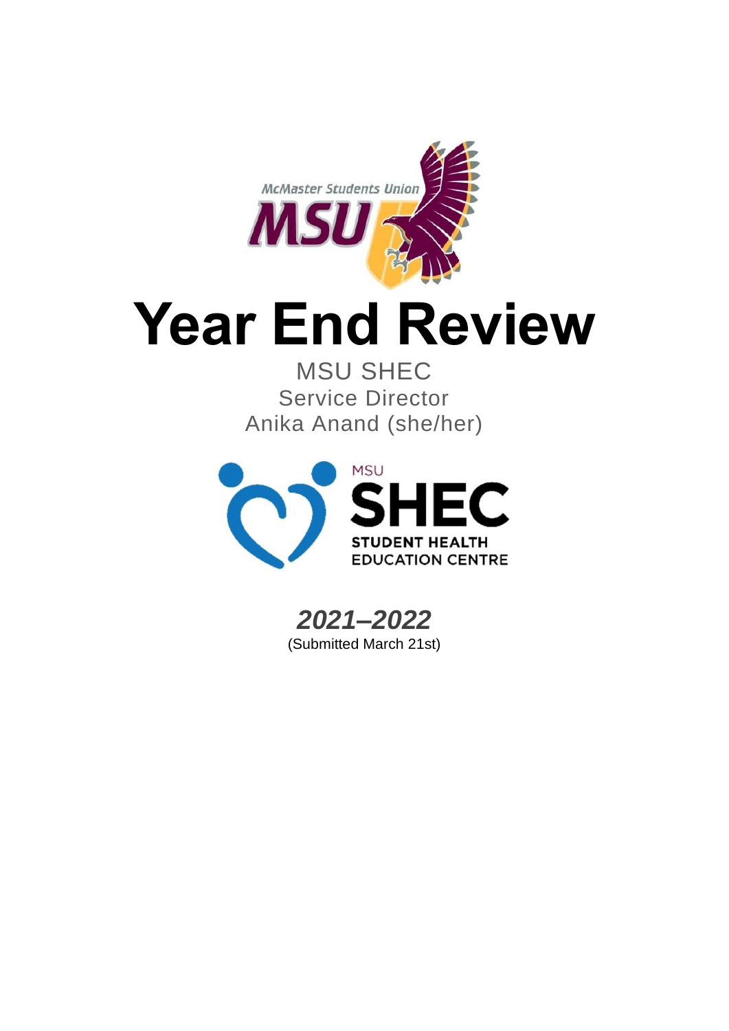# Year End Review

MSU SHEC

Service Director

Anika Anand (she/her)

***2021–2022***

(Submitted March 21st)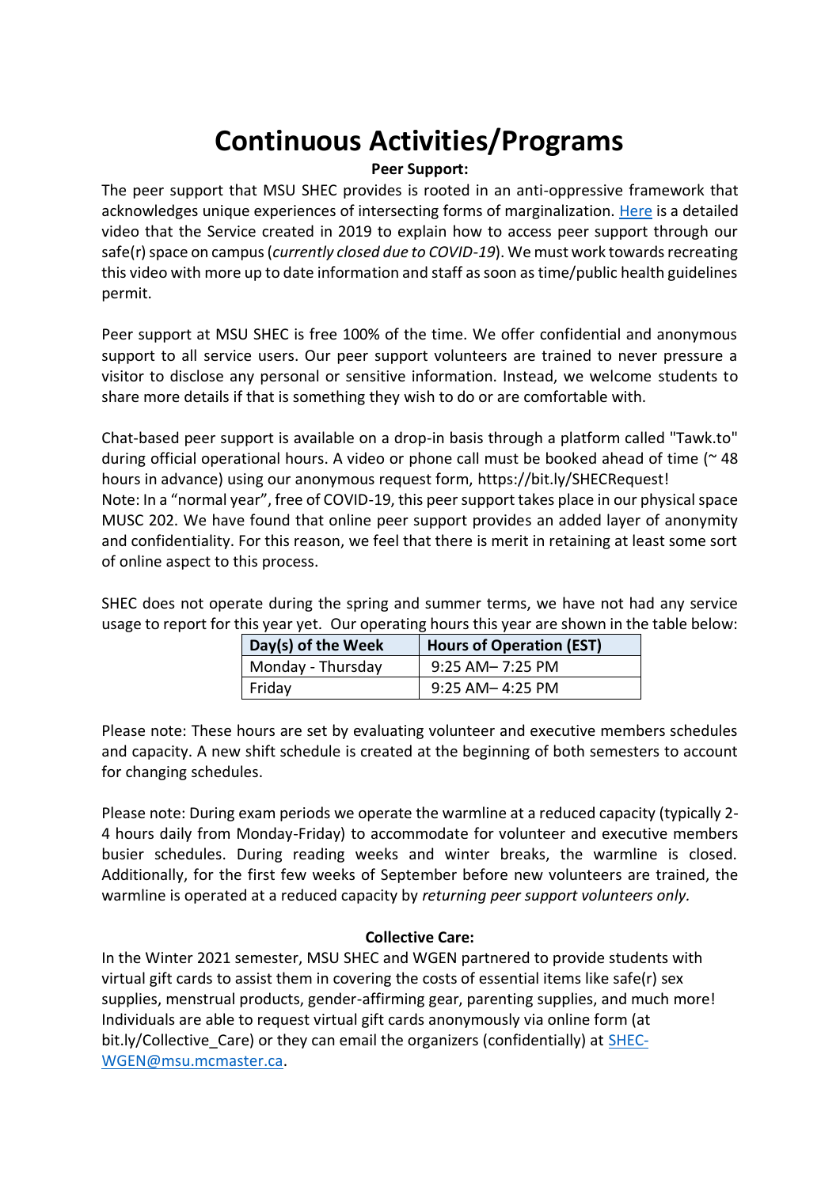# Continuous Activities/Programs

**Peer Support:**

The peer support that MSU SHEC provides is rooted in an anti-oppressive framework that acknowledges unique experiences of intersecting forms of marginalization. Here is a detailed video that the Service created in 2019 to explain how to access peer support through our safe(r) space on campus (*currently closed due to COVID-19*). We must work towards recreating this video with more up to date information and staff as soon as time/public health guidelines permit.

Peer support at MSU SHEC is free 100% of the time. We offer confidential and anonymous support to all service users. Our peer support volunteers are trained to never pressure a visitor to disclose any personal or sensitive information. Instead, we welcome students to share more details if that is something they wish to do or are comfortable with.

Chat-based peer support is available on a drop-in basis through a platform called "Tawk.to" during official operational hours. A video or phone call must be booked ahead of time (~ 48 hours in advance) using our anonymous request form, https://bit.ly/SHECRequest!
Note: In a "normal year", free of COVID-19, this peer support takes place in our physical space MUSC 202. We have found that online peer support provides an added layer of anonymity and confidentiality. For this reason, we feel that there is merit in retaining at least some sort of online aspect to this process.

SHEC does not operate during the spring and summer terms, we have not had any service usage to report for this year yet. Our operating hours this year are shown in the table below:

| Day(s) of the Week | Hours of Operation (EST) |
|---|---|
| Monday - Thursday | 9:25 AM– 7:25 PM |
| Friday | 9:25 AM– 4:25 PM |

Please note: These hours are set by evaluating volunteer and executive members schedules and capacity. A new shift schedule is created at the beginning of both semesters to account for changing schedules.

Please note: During exam periods we operate the warmline at a reduced capacity (typically 2-4 hours daily from Monday-Friday) to accommodate for volunteer and executive members busier schedules. During reading weeks and winter breaks, the warmline is closed. Additionally, for the first few weeks of September before new volunteers are trained, the warmline is operated at a reduced capacity by *returning peer support volunteers only.*

**Collective Care:**

In the Winter 2021 semester, MSU SHEC and WGEN partnered to provide students with virtual gift cards to assist them in covering the costs of essential items like safe(r) sex supplies, menstrual products, gender-affirming gear, parenting supplies, and much more! Individuals are able to request virtual gift cards anonymously via online form (at bit.ly/Collective_Care) or they can email the organizers (confidentially) at SHEC-WGEN@msu.mcmaster.ca.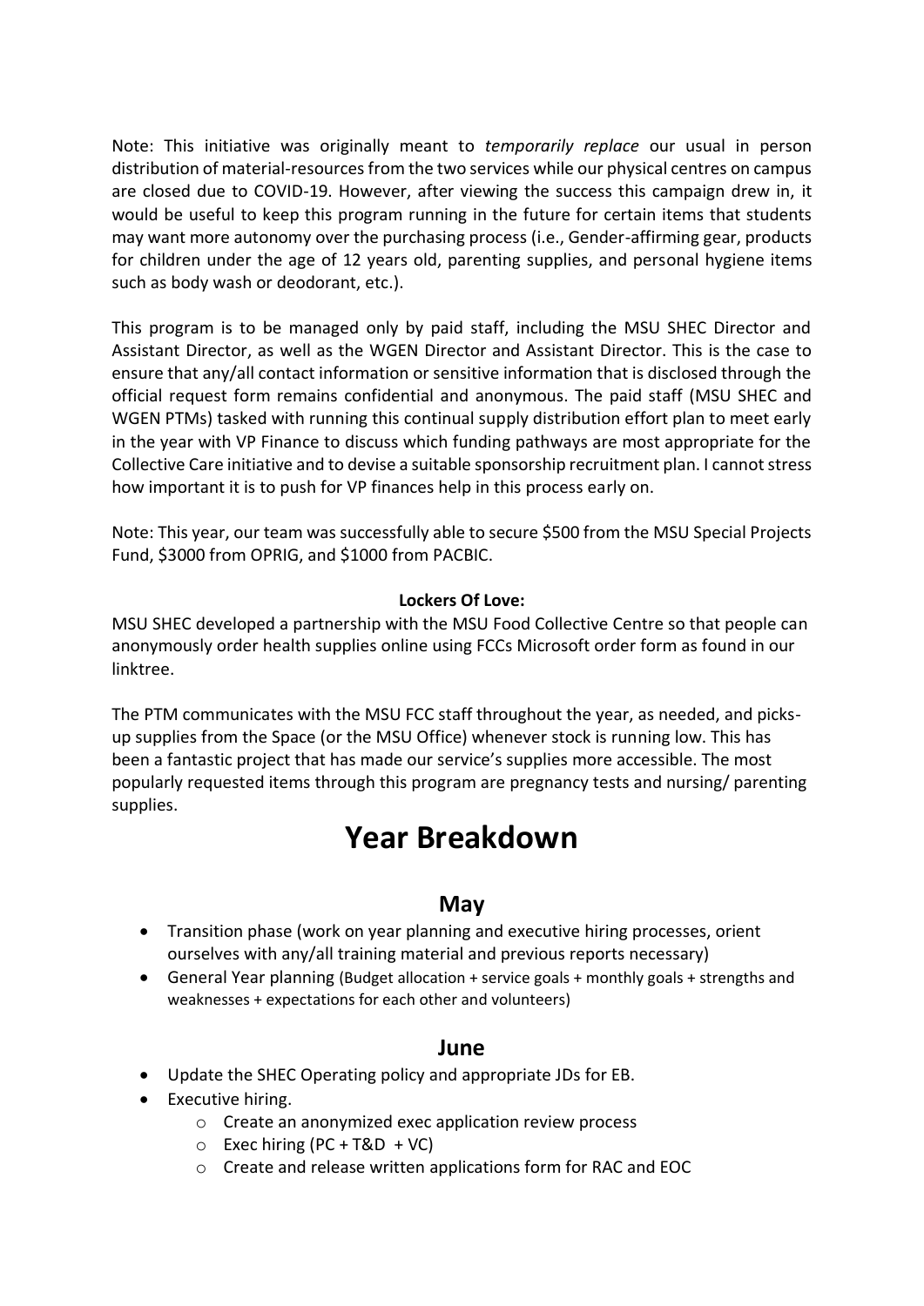Note: This initiative was originally meant to *temporarily replace* our usual in person distribution of material-resources from the two services while our physical centres on campus are closed due to COVID-19. However, after viewing the success this campaign drew in, it would be useful to keep this program running in the future for certain items that students may want more autonomy over the purchasing process (i.e., Gender-affirming gear, products for children under the age of 12 years old, parenting supplies, and personal hygiene items such as body wash or deodorant, etc.).

This program is to be managed only by paid staff, including the MSU SHEC Director and Assistant Director, as well as the WGEN Director and Assistant Director. This is the case to ensure that any/all contact information or sensitive information that is disclosed through the official request form remains confidential and anonymous. The paid staff (MSU SHEC and WGEN PTMs) tasked with running this continual supply distribution effort plan to meet early in the year with VP Finance to discuss which funding pathways are most appropriate for the Collective Care initiative and to devise a suitable sponsorship recruitment plan. I cannot stress how important it is to push for VP finances help in this process early on.

Note: This year, our team was successfully able to secure $500 from the MSU Special Projects Fund, $3000 from OPRIG, and $1000 from PACBIC.

**Lockers Of Love:**

MSU SHEC developed a partnership with the MSU Food Collective Centre so that people can anonymously order health supplies online using FCCs Microsoft order form as found in our linktree.

The PTM communicates with the MSU FCC staff throughout the year, as needed, and picks-up supplies from the Space (or the MSU Office) whenever stock is running low. This has been a fantastic project that has made our service's supplies more accessible. The most popularly requested items through this program are pregnancy tests and nursing/ parenting supplies.

# Year Breakdown

## May

- Transition phase (work on year planning and executive hiring processes, orient ourselves with any/all training material and previous reports necessary)
- General Year planning (Budget allocation + service goals + monthly goals + strengths and weaknesses + expectations for each other and volunteers)

## June

- Update the SHEC Operating policy and appropriate JDs for EB.
- Executive hiring.
  - Create an anonymized exec application review process
  - Exec hiring (PC + T&D + VC)
  - Create and release written applications form for RAC and EOC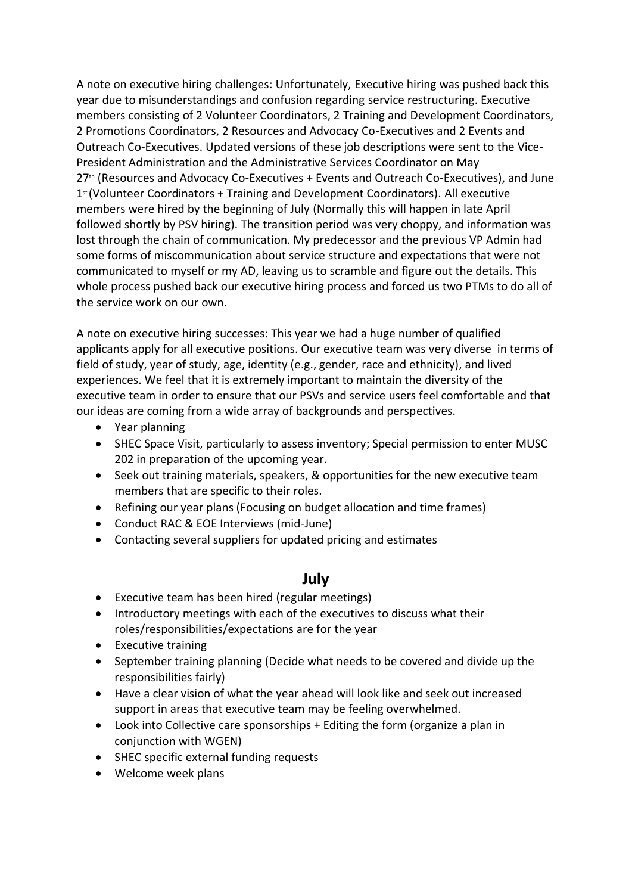A note on executive hiring challenges: Unfortunately, Executive hiring was pushed back this year due to misunderstandings and confusion regarding service restructuring. Executive members consisting of 2 Volunteer Coordinators, 2 Training and Development Coordinators, 2 Promotions Coordinators, 2 Resources and Advocacy Co-Executives and 2 Events and Outreach Co-Executives. Updated versions of these job descriptions were sent to the Vice-President Administration and the Administrative Services Coordinator on May 27th (Resources and Advocacy Co-Executives + Events and Outreach Co-Executives), and June 1st (Volunteer Coordinators + Training and Development Coordinators). All executive members were hired by the beginning of July (Normally this will happen in late April followed shortly by PSV hiring). The transition period was very choppy, and information was lost through the chain of communication. My predecessor and the previous VP Admin had some forms of miscommunication about service structure and expectations that were not communicated to myself or my AD, leaving us to scramble and figure out the details. This whole process pushed back our executive hiring process and forced us two PTMs to do all of the service work on our own.

A note on executive hiring successes: This year we had a huge number of qualified applicants apply for all executive positions. Our executive team was very diverse in terms of field of study, year of study, age, identity (e.g., gender, race and ethnicity), and lived experiences. We feel that it is extremely important to maintain the diversity of the executive team in order to ensure that our PSVs and service users feel comfortable and that our ideas are coming from a wide array of backgrounds and perspectives.

- Year planning
- SHEC Space Visit, particularly to assess inventory; Special permission to enter MUSC 202 in preparation of the upcoming year.
- Seek out training materials, speakers, & opportunities for the new executive team members that are specific to their roles.
- Refining our year plans (Focusing on budget allocation and time frames)
- Conduct RAC & EOE Interviews (mid-June)
- Contacting several suppliers for updated pricing and estimates

## July

- Executive team has been hired (regular meetings)
- Introductory meetings with each of the executives to discuss what their roles/responsibilities/expectations are for the year
- Executive training
- September training planning (Decide what needs to be covered and divide up the responsibilities fairly)
- Have a clear vision of what the year ahead will look like and seek out increased support in areas that executive team may be feeling overwhelmed.
- Look into Collective care sponsorships + Editing the form (organize a plan in conjunction with WGEN)
- SHEC specific external funding requests
- Welcome week plans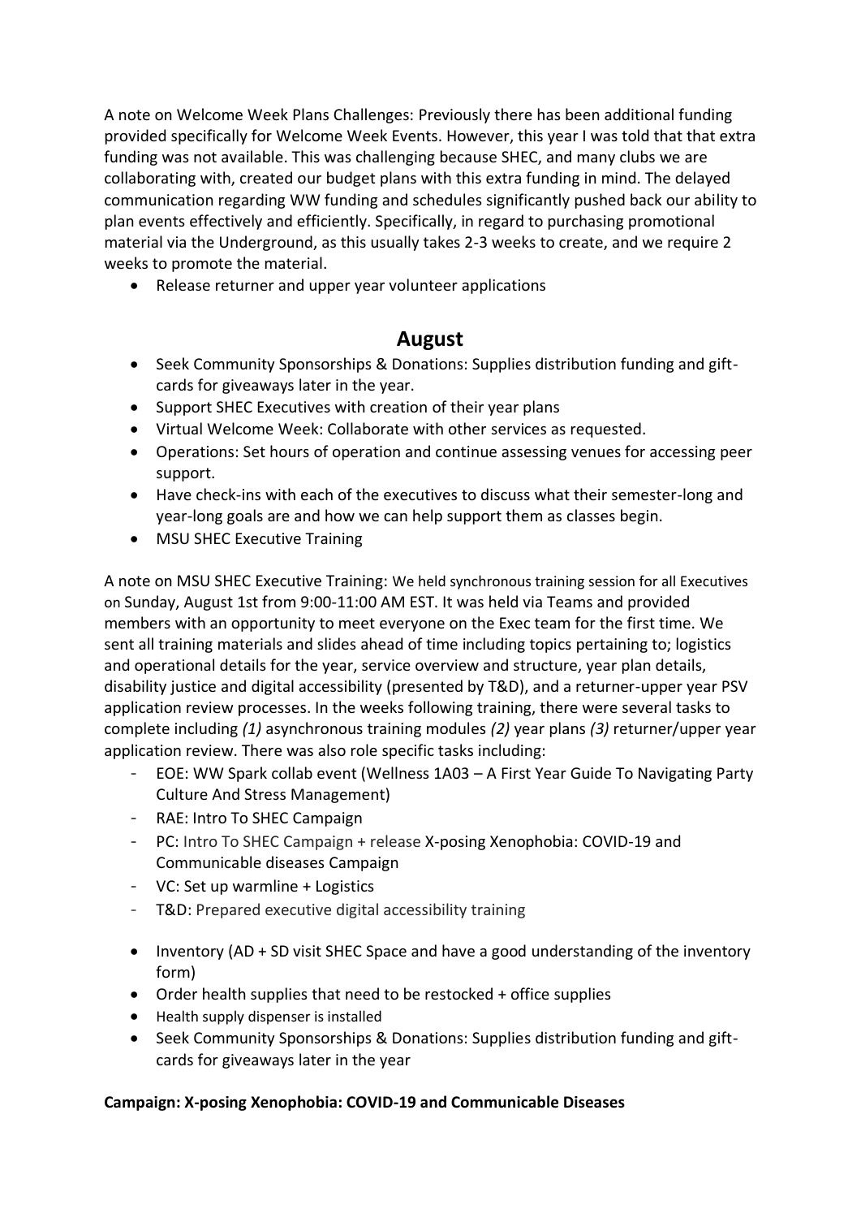A note on Welcome Week Plans Challenges: Previously there has been additional funding provided specifically for Welcome Week Events. However, this year I was told that that extra funding was not available. This was challenging because SHEC, and many clubs we are collaborating with, created our budget plans with this extra funding in mind. The delayed communication regarding WW funding and schedules significantly pushed back our ability to plan events effectively and efficiently. Specifically, in regard to purchasing promotional material via the Underground, as this usually takes 2-3 weeks to create, and we require 2 weeks to promote the material.

- Release returner and upper year volunteer applications

## August

- Seek Community Sponsorships & Donations: Supplies distribution funding and gift-cards for giveaways later in the year.
- Support SHEC Executives with creation of their year plans
- Virtual Welcome Week: Collaborate with other services as requested.
- Operations: Set hours of operation and continue assessing venues for accessing peer support.
- Have check-ins with each of the executives to discuss what their semester-long and year-long goals are and how we can help support them as classes begin.
- MSU SHEC Executive Training

A note on MSU SHEC Executive Training: We held synchronous training session for all Executives on Sunday, August 1st from 9:00-11:00 AM EST. It was held via Teams and provided members with an opportunity to meet everyone on the Exec team for the first time. We sent all training materials and slides ahead of time including topics pertaining to; logistics and operational details for the year, service overview and structure, year plan details, disability justice and digital accessibility (presented by T&D), and a returner-upper year PSV application review processes. In the weeks following training, there were several tasks to complete including *(1)* asynchronous training modules *(2)* year plans *(3)* returner/upper year application review. There was also role specific tasks including:

- EOE: WW Spark collab event (Wellness 1A03 – A First Year Guide To Navigating Party Culture And Stress Management)
- RAE: Intro To SHEC Campaign
- PC: Intro To SHEC Campaign + release X-posing Xenophobia: COVID-19 and Communicable diseases Campaign
- VC: Set up warmline + Logistics
- T&D: Prepared executive digital accessibility training

- Inventory (AD + SD visit SHEC Space and have a good understanding of the inventory form)
- Order health supplies that need to be restocked + office supplies
- Health supply dispenser is installed
- Seek Community Sponsorships & Donations: Supplies distribution funding and gift-cards for giveaways later in the year

**Campaign: X-posing Xenophobia: COVID-19 and Communicable Diseases**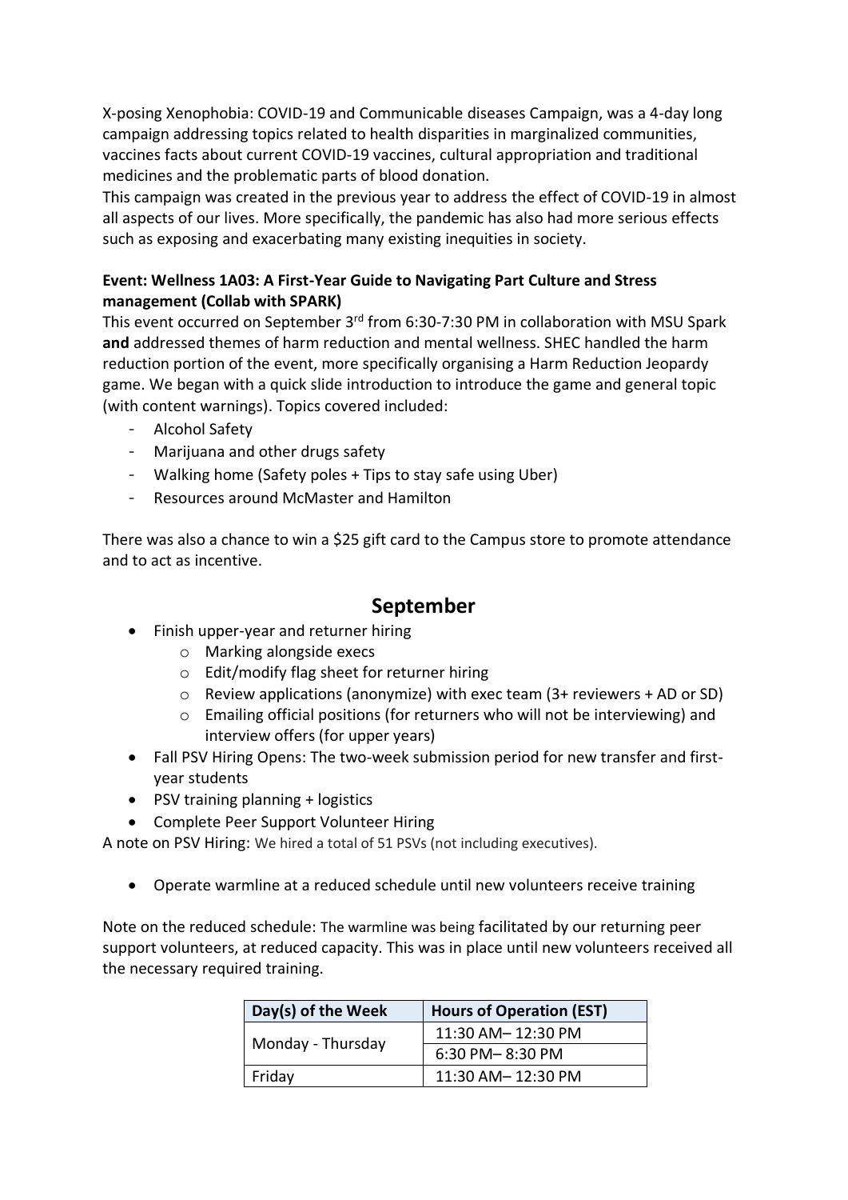X-posing Xenophobia: COVID-19 and Communicable diseases Campaign, was a 4-day long campaign addressing topics related to health disparities in marginalized communities, vaccines facts about current COVID-19 vaccines, cultural appropriation and traditional medicines and the problematic parts of blood donation.
This campaign was created in the previous year to address the effect of COVID-19 in almost all aspects of our lives. More specifically, the pandemic has also had more serious effects such as exposing and exacerbating many existing inequities in society.

**Event: Wellness 1A03: A First-Year Guide to Navigating Part Culture and Stress management (Collab with SPARK)**

This event occurred on September 3rd from 6:30-7:30 PM in collaboration with MSU Spark **and** addressed themes of harm reduction and mental wellness. SHEC handled the harm reduction portion of the event, more specifically organising a Harm Reduction Jeopardy game. We began with a quick slide introduction to introduce the game and general topic (with content warnings). Topics covered included:

- Alcohol Safety
- Marijuana and other drugs safety
- Walking home (Safety poles + Tips to stay safe using Uber)
- Resources around McMaster and Hamilton

There was also a chance to win a $25 gift card to the Campus store to promote attendance and to act as incentive.

## September

- Finish upper-year and returner hiring
  - Marking alongside execs
  - Edit/modify flag sheet for returner hiring
  - Review applications (anonymize) with exec team (3+ reviewers + AD or SD)
  - Emailing official positions (for returners who will not be interviewing) and interview offers (for upper years)
- Fall PSV Hiring Opens: The two-week submission period for new transfer and first-year students
- PSV training planning + logistics
- Complete Peer Support Volunteer Hiring

A note on PSV Hiring: We hired a total of 51 PSVs (not including executives).

- Operate warmline at a reduced schedule until new volunteers receive training

Note on the reduced schedule: The warmline was being facilitated by our returning peer support volunteers, at reduced capacity. This was in place until new volunteers received all the necessary required training.

| Day(s) of the Week | Hours of Operation (EST) |
|---|---|
| Monday - Thursday | 11:30 AM– 12:30 PM |
| | 6:30 PM– 8:30 PM |
| Friday | 11:30 AM– 12:30 PM |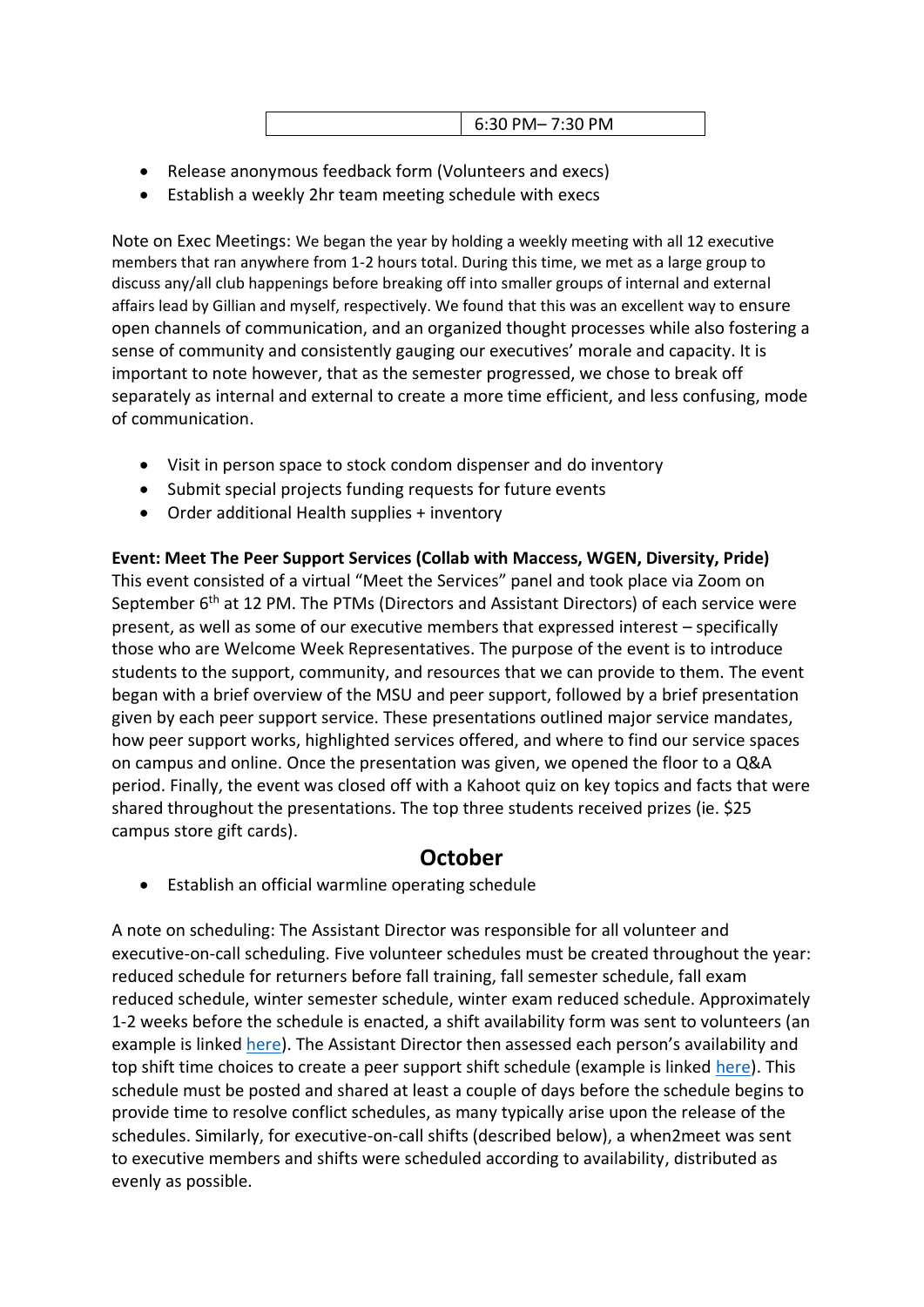| | 6:30 PM– 7:30 PM |
|---|---|

- Release anonymous feedback form (Volunteers and execs)
- Establish a weekly 2hr team meeting schedule with execs

Note on Exec Meetings: We began the year by holding a weekly meeting with all 12 executive members that ran anywhere from 1-2 hours total. During this time, we met as a large group to discuss any/all club happenings before breaking off into smaller groups of internal and external affairs lead by Gillian and myself, respectively. We found that this was an excellent way to ensure open channels of communication, and an organized thought processes while also fostering a sense of community and consistently gauging our executives' morale and capacity. It is important to note however, that as the semester progressed, we chose to break off separately as internal and external to create a more time efficient, and less confusing, mode of communication.

- Visit in person space to stock condom dispenser and do inventory
- Submit special projects funding requests for future events
- Order additional Health supplies + inventory

**Event: Meet The Peer Support Services (Collab with Maccess, WGEN, Diversity, Pride)**
This event consisted of a virtual "Meet the Services" panel and took place via Zoom on September 6th at 12 PM. The PTMs (Directors and Assistant Directors) of each service were present, as well as some of our executive members that expressed interest – specifically those who are Welcome Week Representatives. The purpose of the event is to introduce students to the support, community, and resources that we can provide to them. The event began with a brief overview of the MSU and peer support, followed by a brief presentation given by each peer support service. These presentations outlined major service mandates, how peer support works, highlighted services offered, and where to find our service spaces on campus and online. Once the presentation was given, we opened the floor to a Q&A period. Finally, the event was closed off with a Kahoot quiz on key topics and facts that were shared throughout the presentations. The top three students received prizes (ie. $25 campus store gift cards).

## October

- Establish an official warmline operating schedule

A note on scheduling: The Assistant Director was responsible for all volunteer and executive-on-call scheduling. Five volunteer schedules must be created throughout the year: reduced schedule for returners before fall training, fall semester schedule, fall exam reduced schedule, winter semester schedule, winter exam reduced schedule. Approximately 1-2 weeks before the schedule is enacted, a shift availability form was sent to volunteers (an example is linked here). The Assistant Director then assessed each person's availability and top shift time choices to create a peer support shift schedule (example is linked here). This schedule must be posted and shared at least a couple of days before the schedule begins to provide time to resolve conflict schedules, as many typically arise upon the release of the schedules. Similarly, for executive-on-call shifts (described below), a when2meet was sent to executive members and shifts were scheduled according to availability, distributed as evenly as possible.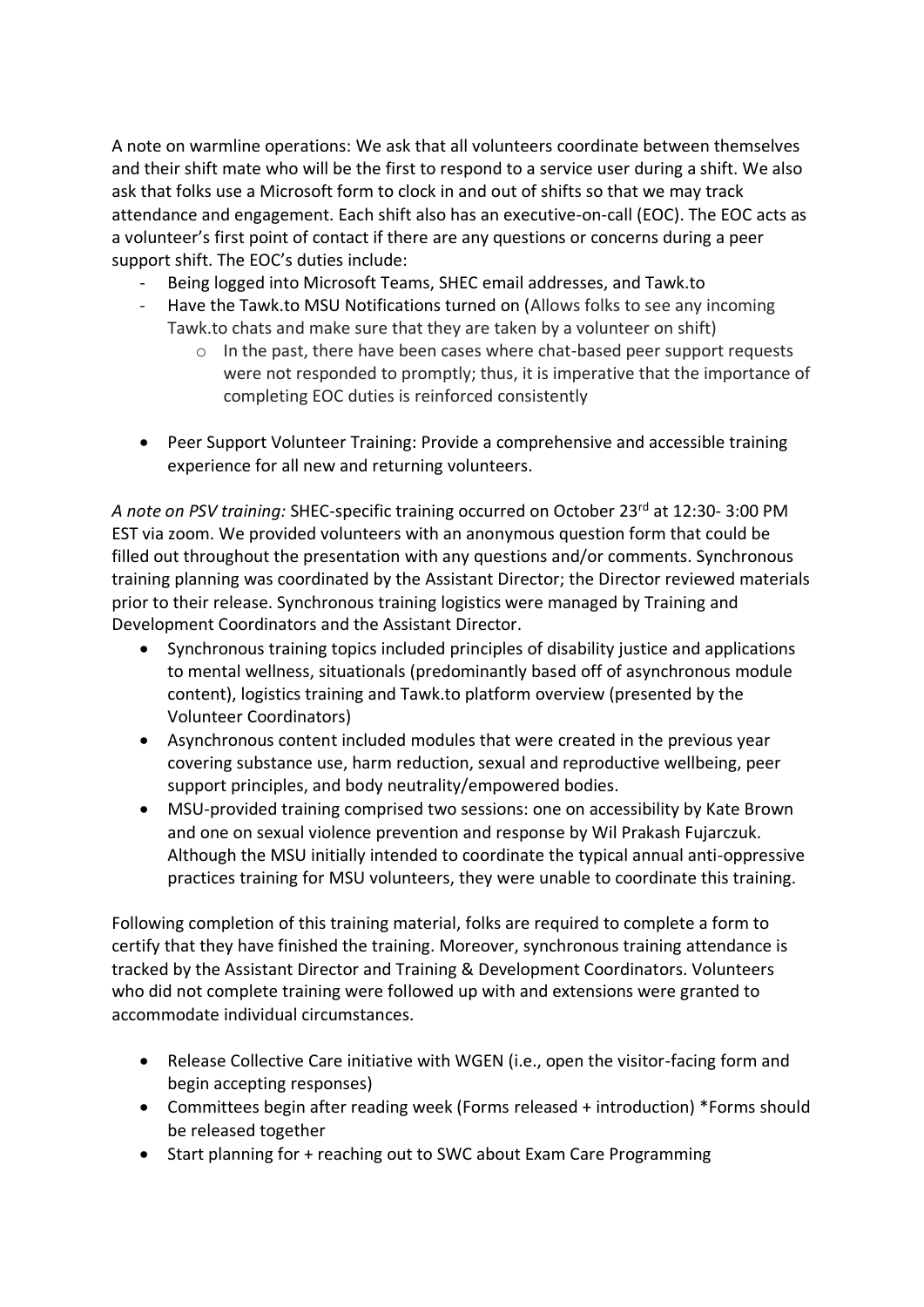A note on warmline operations: We ask that all volunteers coordinate between themselves and their shift mate who will be the first to respond to a service user during a shift. We also ask that folks use a Microsoft form to clock in and out of shifts so that we may track attendance and engagement. Each shift also has an executive-on-call (EOC). The EOC acts as a volunteer's first point of contact if there are any questions or concerns during a peer support shift. The EOC's duties include:

- Being logged into Microsoft Teams, SHEC email addresses, and Tawk.to
- Have the Tawk.to MSU Notifications turned on (Allows folks to see any incoming Tawk.to chats and make sure that they are taken by a volunteer on shift)
    - In the past, there have been cases where chat-based peer support requests were not responded to promptly; thus, it is imperative that the importance of completing EOC duties is reinforced consistently

- Peer Support Volunteer Training: Provide a comprehensive and accessible training experience for all new and returning volunteers.

*A note on PSV training:* SHEC-specific training occurred on October 23rd at 12:30- 3:00 PM EST via zoom. We provided volunteers with an anonymous question form that could be filled out throughout the presentation with any questions and/or comments. Synchronous training planning was coordinated by the Assistant Director; the Director reviewed materials prior to their release. Synchronous training logistics were managed by Training and Development Coordinators and the Assistant Director.

- Synchronous training topics included principles of disability justice and applications to mental wellness, situationals (predominantly based off of asynchronous module content), logistics training and Tawk.to platform overview (presented by the Volunteer Coordinators)
- Asynchronous content included modules that were created in the previous year covering substance use, harm reduction, sexual and reproductive wellbeing, peer support principles, and body neutrality/empowered bodies.
- MSU-provided training comprised two sessions: one on accessibility by Kate Brown and one on sexual violence prevention and response by Wil Prakash Fujarczuk. Although the MSU initially intended to coordinate the typical annual anti-oppressive practices training for MSU volunteers, they were unable to coordinate this training.

Following completion of this training material, folks are required to complete a form to certify that they have finished the training. Moreover, synchronous training attendance is tracked by the Assistant Director and Training & Development Coordinators. Volunteers who did not complete training were followed up with and extensions were granted to accommodate individual circumstances.

- Release Collective Care initiative with WGEN (i.e., open the visitor-facing form and begin accepting responses)
- Committees begin after reading week (Forms released + introduction) *Forms should be released together
- Start planning for + reaching out to SWC about Exam Care Programming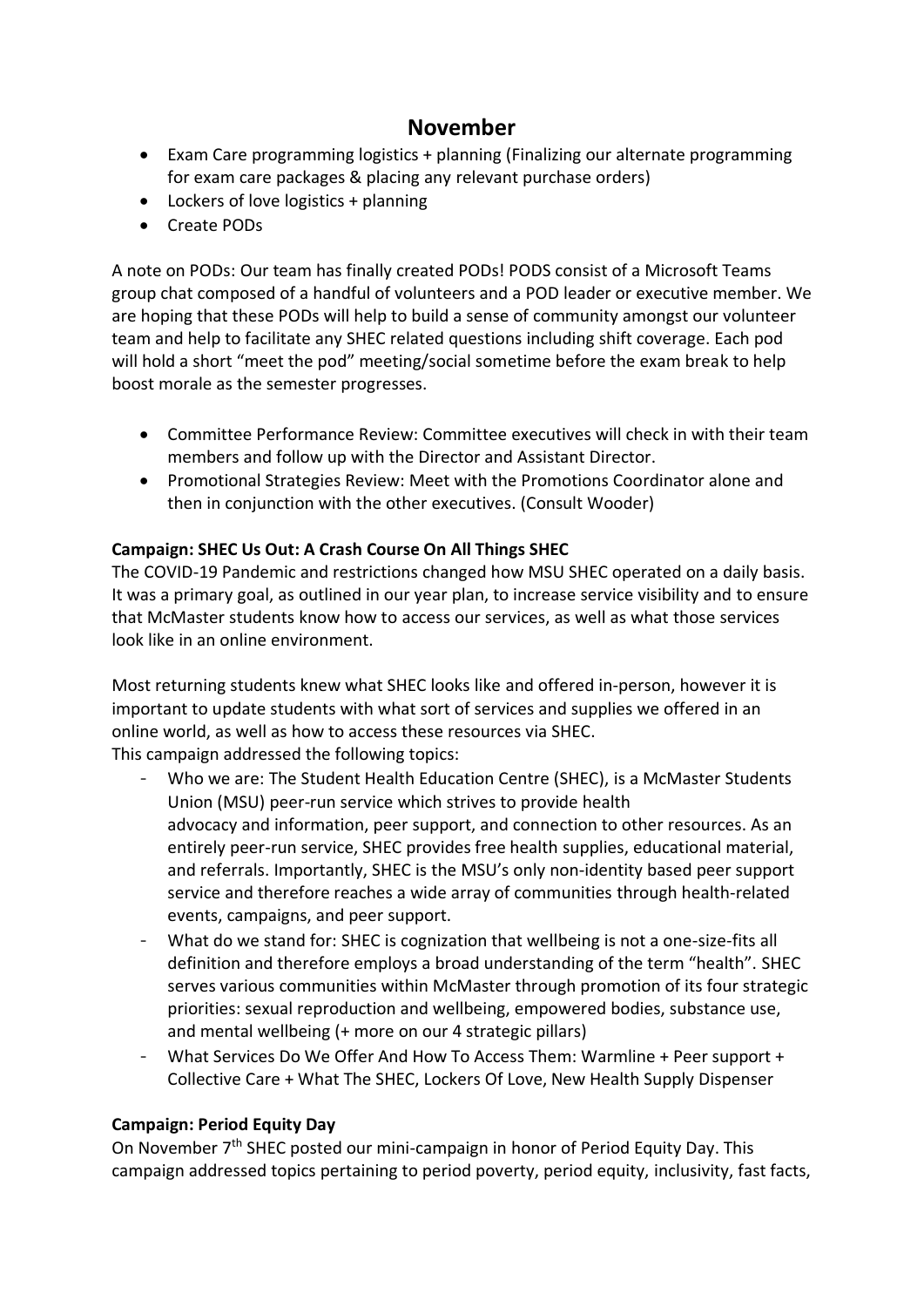# November

- Exam Care programming logistics + planning (Finalizing our alternate programming for exam care packages & placing any relevant purchase orders)
- Lockers of love logistics + planning
- Create PODs

A note on PODs: Our team has finally created PODs! PODS consist of a Microsoft Teams group chat composed of a handful of volunteers and a POD leader or executive member. We are hoping that these PODs will help to build a sense of community amongst our volunteer team and help to facilitate any SHEC related questions including shift coverage. Each pod will hold a short "meet the pod" meeting/social sometime before the exam break to help boost morale as the semester progresses.

- Committee Performance Review: Committee executives will check in with their team members and follow up with the Director and Assistant Director.
- Promotional Strategies Review: Meet with the Promotions Coordinator alone and then in conjunction with the other executives. (Consult Wooder)

**Campaign: SHEC Us Out: A Crash Course On All Things SHEC**

The COVID-19 Pandemic and restrictions changed how MSU SHEC operated on a daily basis. It was a primary goal, as outlined in our year plan, to increase service visibility and to ensure that McMaster students know how to access our services, as well as what those services look like in an online environment.

Most returning students knew what SHEC looks like and offered in-person, however it is important to update students with what sort of services and supplies we offered in an online world, as well as how to access these resources via SHEC.
This campaign addressed the following topics:

- Who we are: The Student Health Education Centre (SHEC), is a McMaster Students Union (MSU) peer-run service which strives to provide health advocacy and information, peer support, and connection to other resources. As an entirely peer-run service, SHEC provides free health supplies, educational material, and referrals. Importantly, SHEC is the MSU's only non-identity based peer support service and therefore reaches a wide array of communities through health-related events, campaigns, and peer support.
- What do we stand for: SHEC is cognization that wellbeing is not a one-size-fits all definition and therefore employs a broad understanding of the term "health". SHEC serves various communities within McMaster through promotion of its four strategic priorities: sexual reproduction and wellbeing, empowered bodies, substance use, and mental wellbeing (+ more on our 4 strategic pillars)
- What Services Do We Offer And How To Access Them: Warmline + Peer support + Collective Care + What The SHEC, Lockers Of Love, New Health Supply Dispenser

**Campaign: Period Equity Day**

On November 7th SHEC posted our mini-campaign in honor of Period Equity Day. This campaign addressed topics pertaining to period poverty, period equity, inclusivity, fast facts,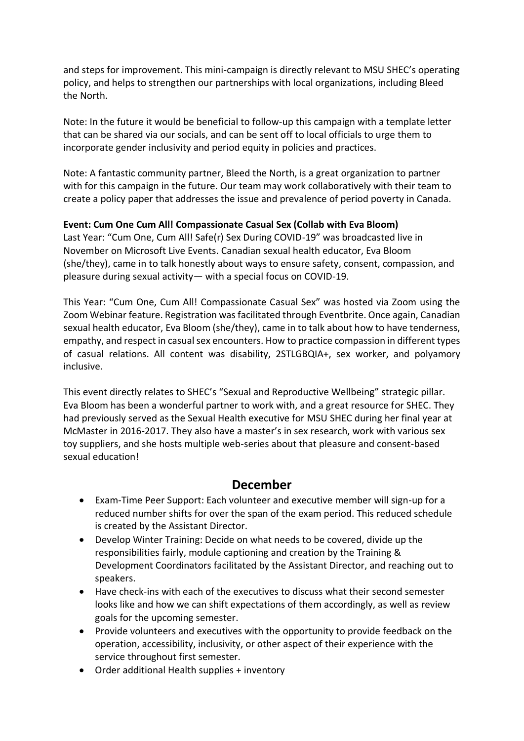and steps for improvement. This mini-campaign is directly relevant to MSU SHEC's operating policy, and helps to strengthen our partnerships with local organizations, including Bleed the North.

Note: In the future it would be beneficial to follow-up this campaign with a template letter that can be shared via our socials, and can be sent off to local officials to urge them to incorporate gender inclusivity and period equity in policies and practices.

Note: A fantastic community partner, Bleed the North, is a great organization to partner with for this campaign in the future. Our team may work collaboratively with their team to create a policy paper that addresses the issue and prevalence of period poverty in Canada.

**Event: Cum One Cum All! Compassionate Casual Sex (Collab with Eva Bloom)**
Last Year: "Cum One, Cum All! Safe(r) Sex During COVID-19" was broadcasted live in November on Microsoft Live Events. Canadian sexual health educator, Eva Bloom (she/they), came in to talk honestly about ways to ensure safety, consent, compassion, and pleasure during sexual activity— with a special focus on COVID-19.

This Year: "Cum One, Cum All! Compassionate Casual Sex" was hosted via Zoom using the Zoom Webinar feature. Registration was facilitated through Eventbrite. Once again, Canadian sexual health educator, Eva Bloom (she/they), came in to talk about how to have tenderness, empathy, and respect in casual sex encounters. How to practice compassion in different types of casual relations. All content was disability, 2STLGBQIA+, sex worker, and polyamory inclusive.

This event directly relates to SHEC's "Sexual and Reproductive Wellbeing" strategic pillar. Eva Bloom has been a wonderful partner to work with, and a great resource for SHEC. They had previously served as the Sexual Health executive for MSU SHEC during her final year at McMaster in 2016-2017. They also have a master's in sex research, work with various sex toy suppliers, and she hosts multiple web-series about that pleasure and consent-based sexual education!

## December

- Exam-Time Peer Support: Each volunteer and executive member will sign-up for a reduced number shifts for over the span of the exam period. This reduced schedule is created by the Assistant Director.
- Develop Winter Training: Decide on what needs to be covered, divide up the responsibilities fairly, module captioning and creation by the Training & Development Coordinators facilitated by the Assistant Director, and reaching out to speakers.
- Have check-ins with each of the executives to discuss what their second semester looks like and how we can shift expectations of them accordingly, as well as review goals for the upcoming semester.
- Provide volunteers and executives with the opportunity to provide feedback on the operation, accessibility, inclusivity, or other aspect of their experience with the service throughout first semester.
- Order additional Health supplies + inventory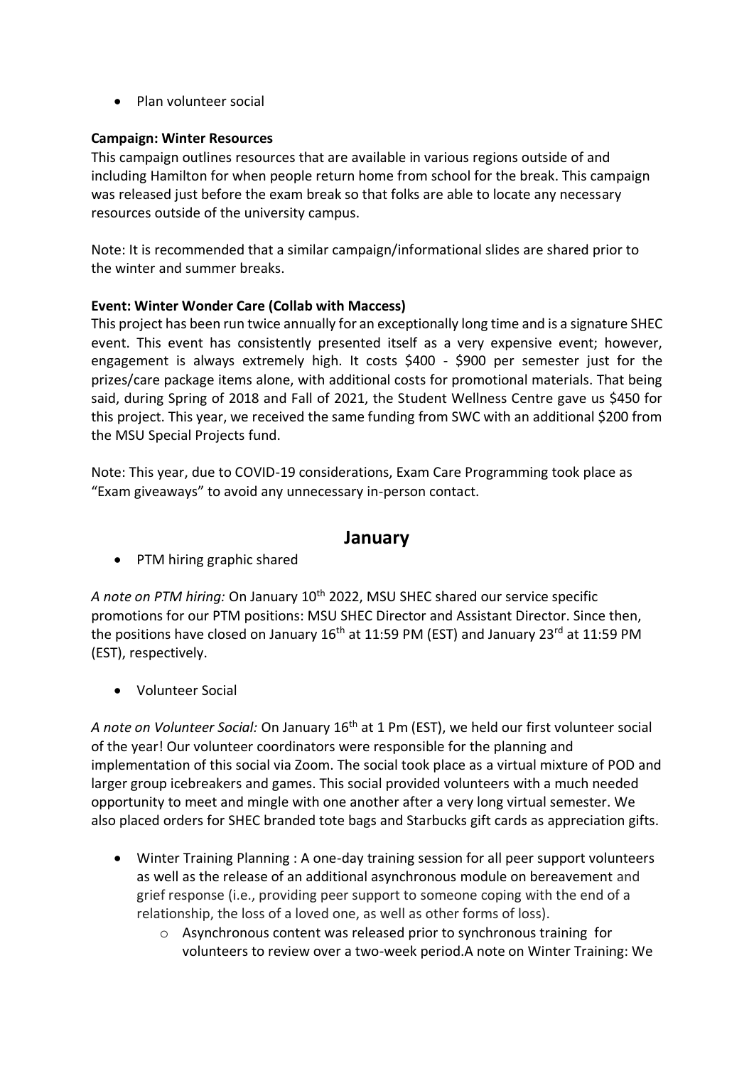- Plan volunteer social

**Campaign: Winter Resources**

This campaign outlines resources that are available in various regions outside of and including Hamilton for when people return home from school for the break. This campaign was released just before the exam break so that folks are able to locate any necessary resources outside of the university campus.

Note: It is recommended that a similar campaign/informational slides are shared prior to the winter and summer breaks.

**Event: Winter Wonder Care (Collab with Maccess)**

This project has been run twice annually for an exceptionally long time and is a signature SHEC event. This event has consistently presented itself as a very expensive event; however, engagement is always extremely high. It costs $400 - $900 per semester just for the prizes/care package items alone, with additional costs for promotional materials. That being said, during Spring of 2018 and Fall of 2021, the Student Wellness Centre gave us $450 for this project. This year, we received the same funding from SWC with an additional $200 from the MSU Special Projects fund.

Note: This year, due to COVID-19 considerations, Exam Care Programming took place as "Exam giveaways" to avoid any unnecessary in-person contact.

## January

- PTM hiring graphic shared

*A note on PTM hiring:* On January 10th 2022, MSU SHEC shared our service specific promotions for our PTM positions: MSU SHEC Director and Assistant Director. Since then, the positions have closed on January 16th at 11:59 PM (EST) and January 23rd at 11:59 PM (EST), respectively.

- Volunteer Social

*A note on Volunteer Social:* On January 16th at 1 Pm (EST), we held our first volunteer social of the year! Our volunteer coordinators were responsible for the planning and implementation of this social via Zoom. The social took place as a virtual mixture of POD and larger group icebreakers and games. This social provided volunteers with a much needed opportunity to meet and mingle with one another after a very long virtual semester. We also placed orders for SHEC branded tote bags and Starbucks gift cards as appreciation gifts.

- Winter Training Planning : A one-day training session for all peer support volunteers as well as the release of an additional asynchronous module on bereavement and grief response (i.e., providing peer support to someone coping with the end of a relationship, the loss of a loved one, as well as other forms of loss).
  - Asynchronous content was released prior to synchronous training for volunteers to review over a two-week period.A note on Winter Training: We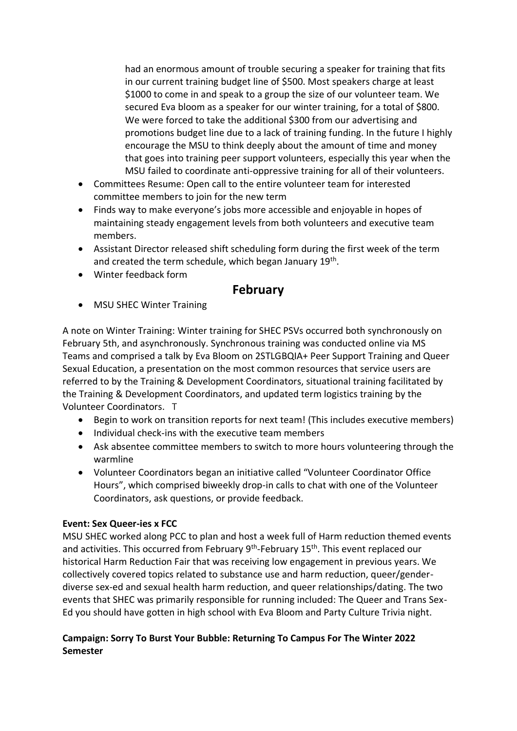had an enormous amount of trouble securing a speaker for training that fits in our current training budget line of $500. Most speakers charge at least $1000 to come in and speak to a group the size of our volunteer team. We secured Eva bloom as a speaker for our winter training, for a total of $800. We were forced to take the additional $300 from our advertising and promotions budget line due to a lack of training funding. In the future I highly encourage the MSU to think deeply about the amount of time and money that goes into training peer support volunteers, especially this year when the MSU failed to coordinate anti-oppressive training for all of their volunteers.

- Committees Resume: Open call to the entire volunteer team for interested committee members to join for the new term
- Finds way to make everyone's jobs more accessible and enjoyable in hopes of maintaining steady engagement levels from both volunteers and executive team members.
- Assistant Director released shift scheduling form during the first week of the term and created the term schedule, which began January 19th.
- Winter feedback form

## February

- MSU SHEC Winter Training

A note on Winter Training: Winter training for SHEC PSVs occurred both synchronously on February 5th, and asynchronously. Synchronous training was conducted online via MS Teams and comprised a talk by Eva Bloom on 2STLGBQIA+ Peer Support Training and Queer Sexual Education, a presentation on the most common resources that service users are referred to by the Training & Development Coordinators, situational training facilitated by the Training & Development Coordinators, and updated term logistics training by the Volunteer Coordinators. T

- Begin to work on transition reports for next team! (This includes executive members)
- Individual check-ins with the executive team members
- Ask absentee committee members to switch to more hours volunteering through the warmline
- Volunteer Coordinators began an initiative called "Volunteer Coordinator Office Hours", which comprised biweekly drop-in calls to chat with one of the Volunteer Coordinators, ask questions, or provide feedback.

**Event: Sex Queer-ies x FCC**

MSU SHEC worked along PCC to plan and host a week full of Harm reduction themed events and activities. This occurred from February 9th-February 15th. This event replaced our historical Harm Reduction Fair that was receiving low engagement in previous years. We collectively covered topics related to substance use and harm reduction, queer/gender-diverse sex-ed and sexual health harm reduction, and queer relationships/dating. The two events that SHEC was primarily responsible for running included: The Queer and Trans Sex-Ed you should have gotten in high school with Eva Bloom and Party Culture Trivia night.

**Campaign: Sorry To Burst Your Bubble: Returning To Campus For The Winter 2022 Semester**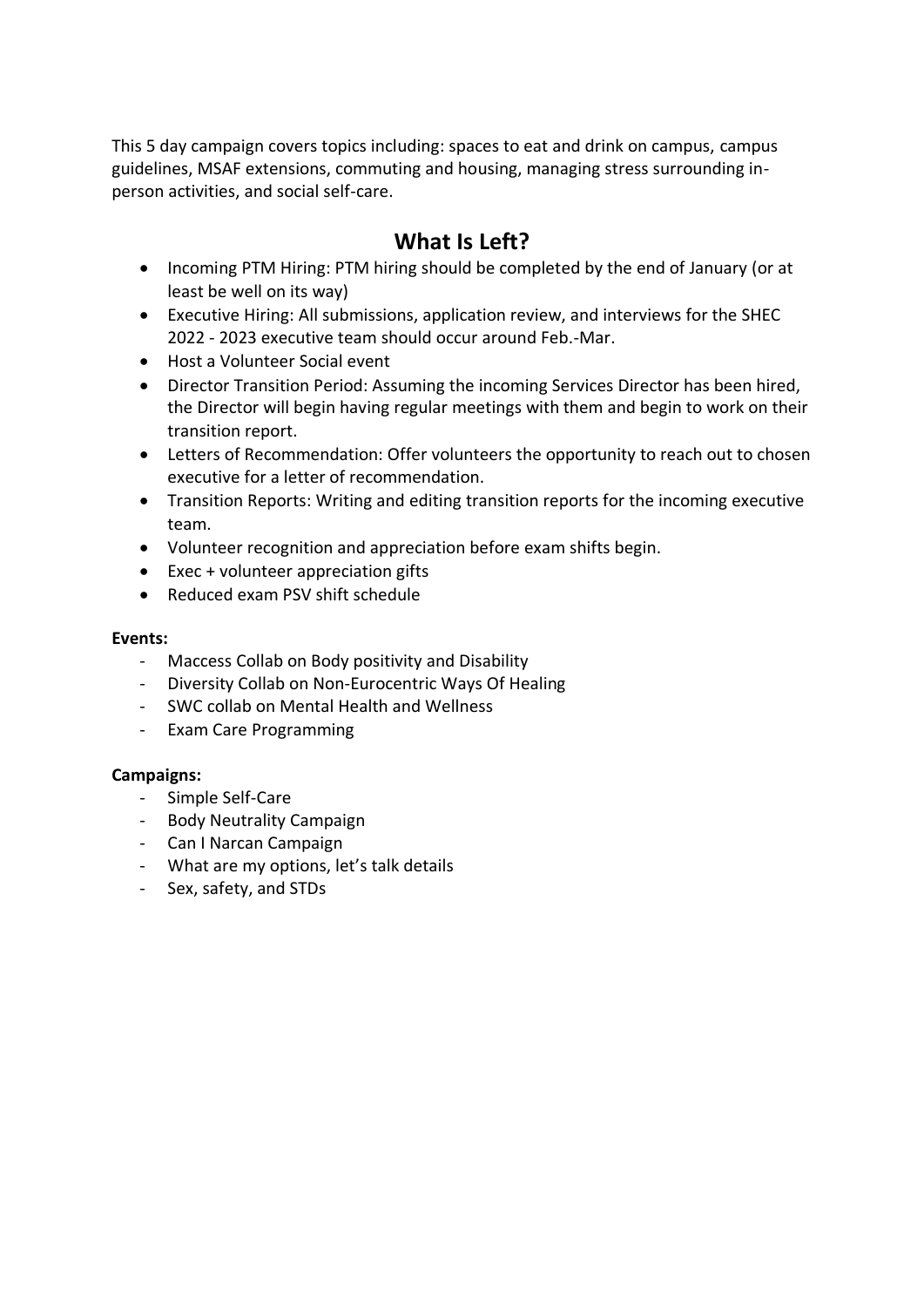This 5 day campaign covers topics including: spaces to eat and drink on campus, campus guidelines, MSAF extensions, commuting and housing, managing stress surrounding in-person activities, and social self-care.

## What Is Left?

- Incoming PTM Hiring: PTM hiring should be completed by the end of January (or at least be well on its way)
- Executive Hiring: All submissions, application review, and interviews for the SHEC 2022 - 2023 executive team should occur around Feb.-Mar.
- Host a Volunteer Social event
- Director Transition Period: Assuming the incoming Services Director has been hired, the Director will begin having regular meetings with them and begin to work on their transition report.
- Letters of Recommendation: Offer volunteers the opportunity to reach out to chosen executive for a letter of recommendation.
- Transition Reports: Writing and editing transition reports for the incoming executive team.
- Volunteer recognition and appreciation before exam shifts begin.
- Exec + volunteer appreciation gifts
- Reduced exam PSV shift schedule

**Events:**

- Maccess Collab on Body positivity and Disability
- Diversity Collab on Non-Eurocentric Ways Of Healing
- SWC collab on Mental Health and Wellness
- Exam Care Programming

**Campaigns:**

- Simple Self-Care
- Body Neutrality Campaign
- Can I Narcan Campaign
- What are my options, let's talk details
- Sex, safety, and STDs